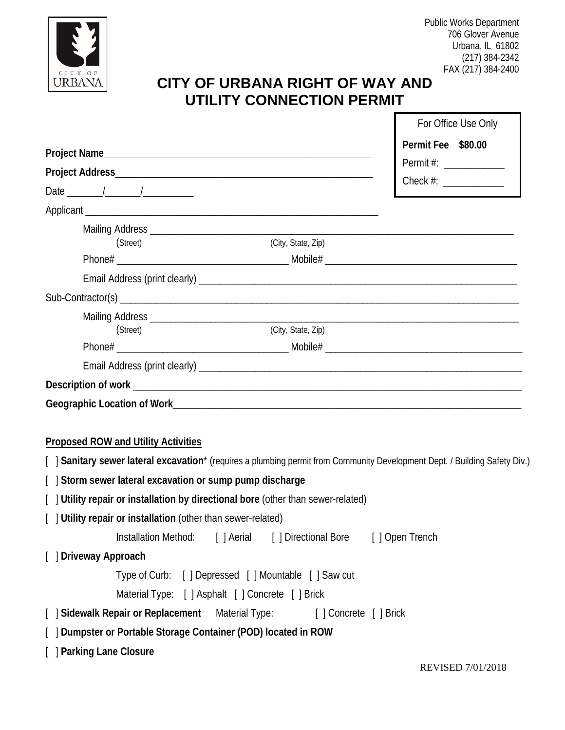Public Works Department
706 Glover Avenue
Urbana, IL 61802
(217) 384-2342
FAX (217) 384-2400

# CITY OF URBANA RIGHT OF WAY AND UTILITY CONNECTION PERMIT

| For Office Use Only |
|---|
| **Permit Fee $80.00** |
| Permit #: ___________ |
| Check #: ___________ |

**Project Name**_______________________________________________

**Project Address**_____________________________________________

Date _______/_______/__________

Applicant ______________________________________________________

Mailing Address _______________________________________________________________
(Street) (City, State, Zip)

Phone# ________________________________ Mobile# ___________________________________

Email Address (print clearly) _________________________________________________________

Sub-Contractor(s) _________________________________________________________________________

Mailing Address _______________________________________________________________
(Street) (City, State, Zip)

Phone# ________________________________ Mobile# ___________________________________

Email Address (print clearly) _________________________________________________________

**Description of work** ______________________________________________________________________

**Geographic Location of Work**________________________________________________________________

**Proposed ROW and Utility Activities**

[ ] **Sanitary sewer lateral excavation*** (requires a plumbing permit from Community Development Dept. / Building Safety Div.)

[ ] **Storm sewer lateral excavation or sump pump discharge**

[ ] **Utility repair or installation by directional bore** (other than sewer-related)

[ ] **Utility repair or installation** (other than sewer-related)

Installation Method: [ ] Aerial [ ] Directional Bore [ ] Open Trench

[ ] **Driveway Approach**

Type of Curb: [ ] Depressed [ ] Mountable [ ] Saw cut

Material Type: [ ] Asphalt [ ] Concrete [ ] Brick

[ ] **Sidewalk Repair or Replacement** Material Type: [ ] Concrete [ ] Brick

[ ] **Dumpster or Portable Storage Container (POD) located in ROW**

[ ] **Parking Lane Closure**

REVISED 7/01/2018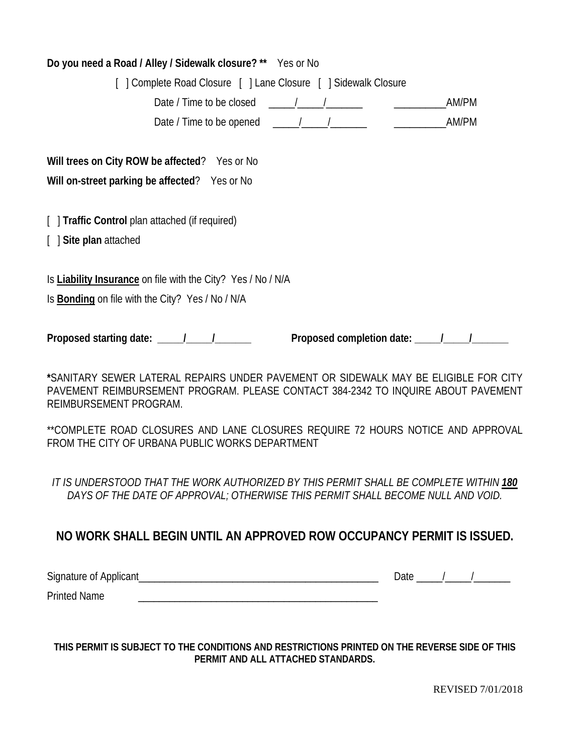**Do you need a Road / Alley / Sidewalk closure? **** Yes or No

[ ] Complete Road Closure [ ] Lane Closure [ ] Sidewalk Closure

Date / Time to be closed _____/_____/_______ __________AM/PM

Date / Time to be opened _____/_____/_______ __________AM/PM

**Will trees on City ROW be affected**? Yes or No

**Will on-street parking be affected**? Yes or No

[ ] **Traffic Control** plan attached (if required)

[ ] **Site plan** attached

Is **Liability Insurance** on file with the City? Yes / No / N/A

Is **Bonding** on file with the City? Yes / No / N/A

**Proposed starting date: _____/_____/_______** **Proposed completion date: _____/_____/_______**

**\***SANITARY SEWER LATERAL REPAIRS UNDER PAVEMENT OR SIDEWALK MAY BE ELIGIBLE FOR CITY PAVEMENT REIMBURSEMENT PROGRAM. PLEASE CONTACT 384-2342 TO INQUIRE ABOUT PAVEMENT REIMBURSEMENT PROGRAM.

**COMPLETE ROAD CLOSURES AND LANE CLOSURES REQUIRE 72 HOURS NOTICE AND APPROVAL FROM THE CITY OF URBANA PUBLIC WORKS DEPARTMENT

*IT IS UNDERSTOOD THAT THE WORK AUTHORIZED BY THIS PERMIT SHALL BE COMPLETE WITHIN **180** DAYS OF THE DATE OF APPROVAL; OTHERWISE THIS PERMIT SHALL BECOME NULL AND VOID.*

## NO WORK SHALL BEGIN UNTIL AN APPROVED ROW OCCUPANCY PERMIT IS ISSUED.

Signature of Applicant_______________________________________________ Date _____/_____/_______

Printed Name _______________________________________________

**THIS PERMIT IS SUBJECT TO THE CONDITIONS AND RESTRICTIONS PRINTED ON THE REVERSE SIDE OF THIS PERMIT AND ALL ATTACHED STANDARDS.**

REVISED 7/01/2018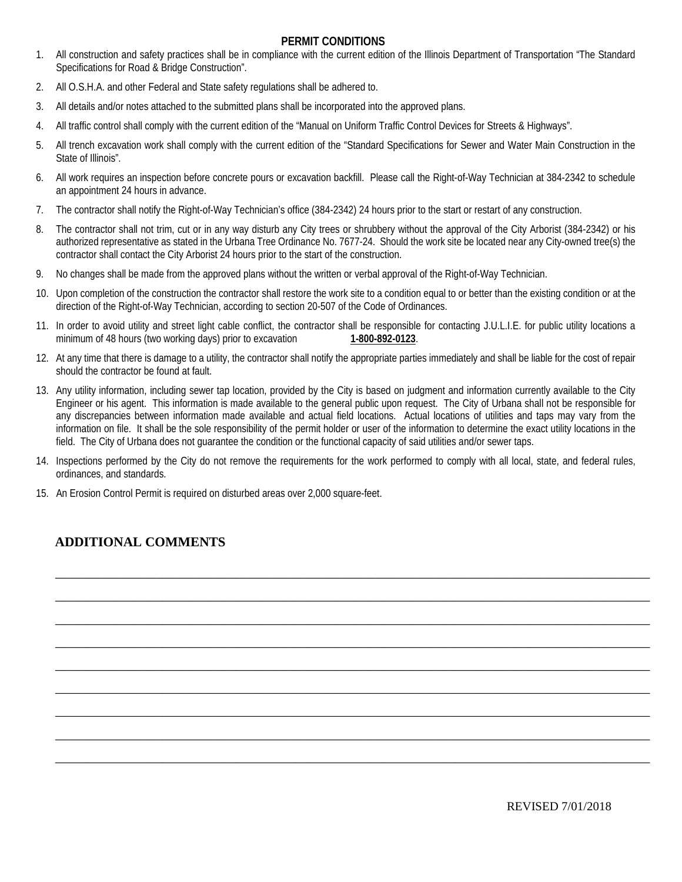## PERMIT CONDITIONS

1. All construction and safety practices shall be in compliance with the current edition of the Illinois Department of Transportation "The Standard Specifications for Road & Bridge Construction".
2. All O.S.H.A. and other Federal and State safety regulations shall be adhered to.
3. All details and/or notes attached to the submitted plans shall be incorporated into the approved plans.
4. All traffic control shall comply with the current edition of the "Manual on Uniform Traffic Control Devices for Streets & Highways".
5. All trench excavation work shall comply with the current edition of the "Standard Specifications for Sewer and Water Main Construction in the State of Illinois".
6. All work requires an inspection before concrete pours or excavation backfill. Please call the Right-of-Way Technician at 384-2342 to schedule an appointment 24 hours in advance.
7. The contractor shall notify the Right-of-Way Technician's office (384-2342) 24 hours prior to the start or restart of any construction.
8. The contractor shall not trim, cut or in any way disturb any City trees or shrubbery without the approval of the City Arborist (384-2342) or his authorized representative as stated in the Urbana Tree Ordinance No. 7677-24. Should the work site be located near any City-owned tree(s) the contractor shall contact the City Arborist 24 hours prior to the start of the construction.
9. No changes shall be made from the approved plans without the written or verbal approval of the Right-of-Way Technician.
10. Upon completion of the construction the contractor shall restore the work site to a condition equal to or better than the existing condition or at the direction of the Right-of-Way Technician, according to section 20-507 of the Code of Ordinances.
11. In order to avoid utility and street light cable conflict, the contractor shall be responsible for contacting J.U.L.I.E. for public utility locations a minimum of 48 hours (two working days) prior to excavation **1-800-892-0123**.
12. At any time that there is damage to a utility, the contractor shall notify the appropriate parties immediately and shall be liable for the cost of repair should the contractor be found at fault.
13. Any utility information, including sewer tap location, provided by the City is based on judgment and information currently available to the City Engineer or his agent. This information is made available to the general public upon request. The City of Urbana shall not be responsible for any discrepancies between information made available and actual field locations. Actual locations of utilities and taps may vary from the information on file. It shall be the sole responsibility of the permit holder or user of the information to determine the exact utility locations in the field. The City of Urbana does not guarantee the condition or the functional capacity of said utilities and/or sewer taps.
14. Inspections performed by the City do not remove the requirements for the work performed to comply with all local, state, and federal rules, ordinances, and standards.
15. An Erosion Control Permit is required on disturbed areas over 2,000 square-feet.

## ADDITIONAL COMMENTS

______________________________________________________________________________

______________________________________________________________________________

______________________________________________________________________________

______________________________________________________________________________

______________________________________________________________________________

______________________________________________________________________________

______________________________________________________________________________

______________________________________________________________________________

______________________________________________________________________________

REVISED 7/01/2018